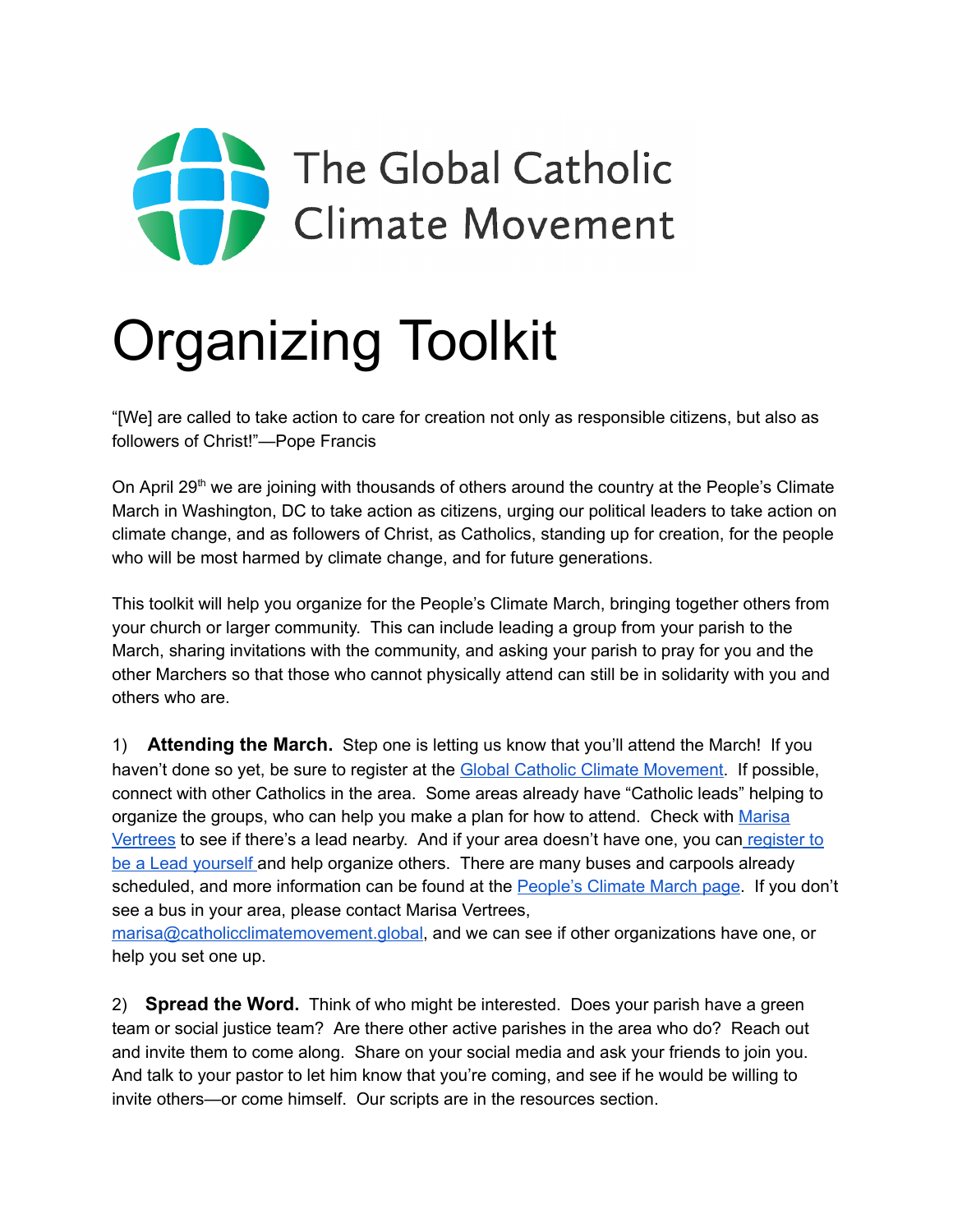The Global Catholic Climate Movement

# Organizing Toolkit

"[We] are called to take action to care for creation not only as responsible citizens, but also as followers of Christ!"—Pope Francis

On April 29th we are joining with thousands of others around the country at the People's Climate March in Washington, DC to take action as citizens, urging our political leaders to take action on climate change, and as followers of Christ, as Catholics, standing up for creation, for the people who will be most harmed by climate change, and for future generations.

This toolkit will help you organize for the People's Climate March, bringing together others from your church or larger community. This can include leading a group from your parish to the March, sharing invitations with the community, and asking your parish to pray for you and the other Marchers so that those who cannot physically attend can still be in solidarity with you and others who are.

1) **Attending the March.** Step one is letting us know that you'll attend the March! If you haven't done so yet, be sure to register at the Global Catholic Climate Movement. If possible, connect with other Catholics in the area. Some areas already have "Catholic leads" helping to organize the groups, who can help you make a plan for how to attend. Check with Marisa Vertrees to see if there's a lead nearby. And if your area doesn't have one, you can register to be a Lead yourself and help organize others. There are many buses and carpools already scheduled, and more information can be found at the People's Climate March page. If you don't see a bus in your area, please contact Marisa Vertrees, marisa@catholicclimatemovement.global, and we can see if other organizations have one, or help you set one up.

2) **Spread the Word.** Think of who might be interested. Does your parish have a green team or social justice team? Are there other active parishes in the area who do? Reach out and invite them to come along. Share on your social media and ask your friends to join you. And talk to your pastor to let him know that you're coming, and see if he would be willing to invite others—or come himself. Our scripts are in the resources section.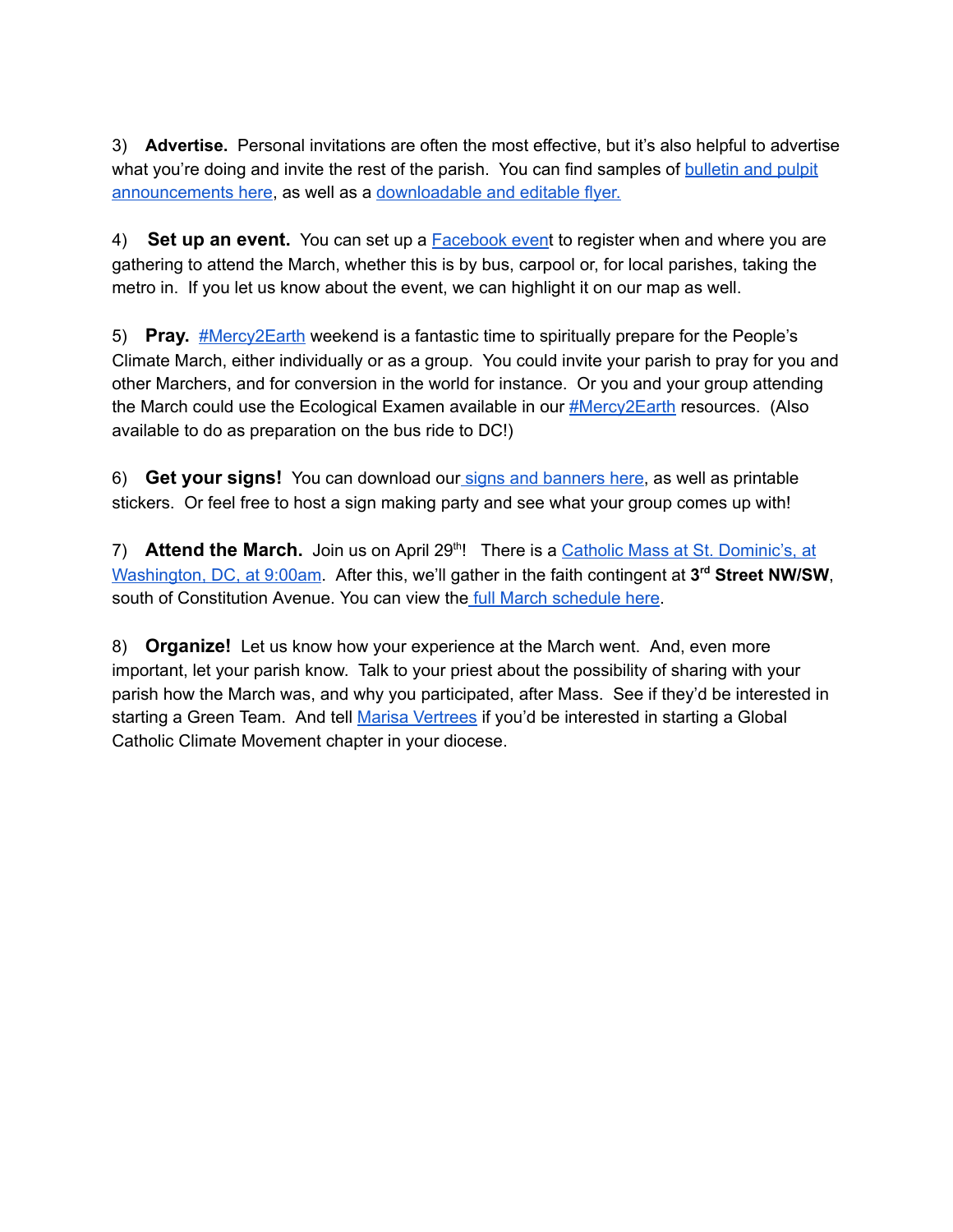3) **Advertise.** Personal invitations are often the most effective, but it's also helpful to advertise what you're doing and invite the rest of the parish. You can find samples of bulletin and pulpit announcements here, as well as a downloadable and editable flyer.

4) **Set up an event.** You can set up a Facebook event to register when and where you are gathering to attend the March, whether this is by bus, carpool or, for local parishes, taking the metro in. If you let us know about the event, we can highlight it on our map as well.

5) **Pray.** #Mercy2Earth weekend is a fantastic time to spiritually prepare for the People's Climate March, either individually or as a group. You could invite your parish to pray for you and other Marchers, and for conversion in the world for instance. Or you and your group attending the March could use the Ecological Examen available in our #Mercy2Earth resources. (Also available to do as preparation on the bus ride to DC!)

6) **Get your signs!** You can download our signs and banners here, as well as printable stickers. Or feel free to host a sign making party and see what your group comes up with!

7) **Attend the March.** Join us on April 29th! There is a Catholic Mass at St. Dominic's, at Washington, DC, at 9:00am. After this, we'll gather in the faith contingent at **3rd Street NW/SW**, south of Constitution Avenue. You can view the full March schedule here.

8) **Organize!** Let us know how your experience at the March went. And, even more important, let your parish know. Talk to your priest about the possibility of sharing with your parish how the March was, and why you participated, after Mass. See if they'd be interested in starting a Green Team. And tell Marisa Vertrees if you'd be interested in starting a Global Catholic Climate Movement chapter in your diocese.